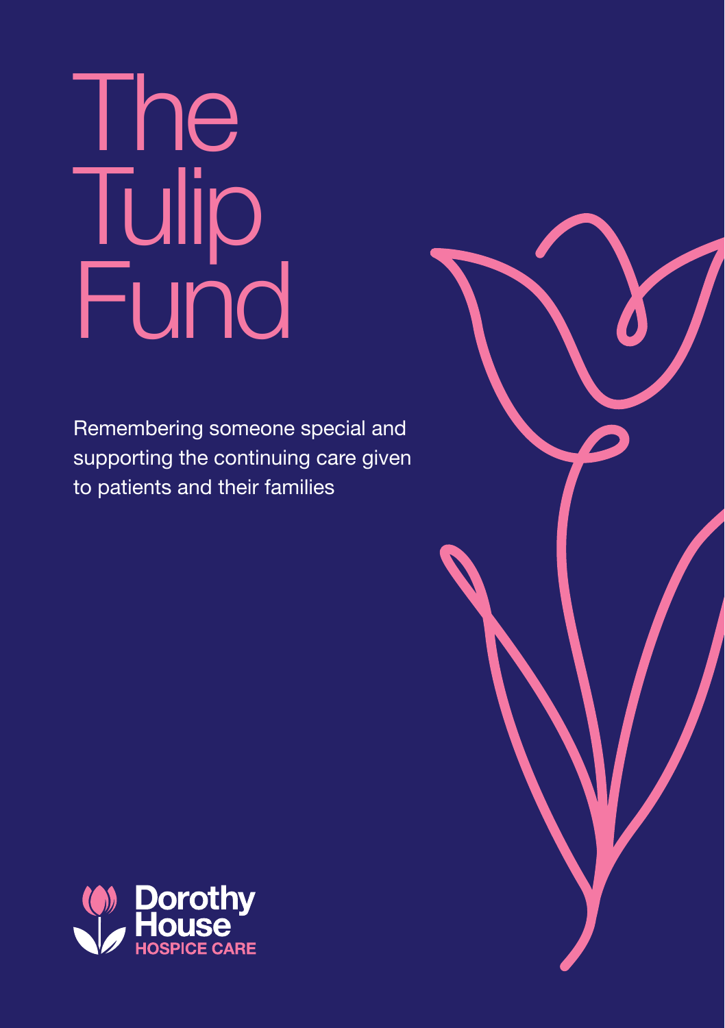# The Tulip Fund

Remembering someone special and supporting the continuing care given to patients and their families

Dorothy House
HOSPICE CARE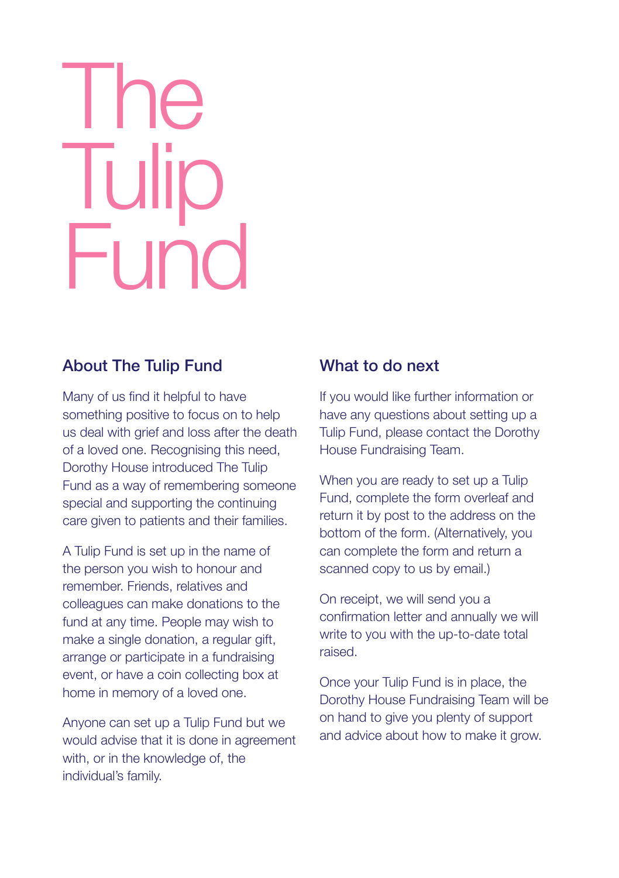# The Tulip Fund

## About The Tulip Fund

Many of us find it helpful to have something positive to focus on to help us deal with grief and loss after the death of a loved one. Recognising this need, Dorothy House introduced The Tulip Fund as a way of remembering someone special and supporting the continuing care given to patients and their families.

A Tulip Fund is set up in the name of the person you wish to honour and remember. Friends, relatives and colleagues can make donations to the fund at any time. People may wish to make a single donation, a regular gift, arrange or participate in a fundraising event, or have a coin collecting box at home in memory of a loved one.

Anyone can set up a Tulip Fund but we would advise that it is done in agreement with, or in the knowledge of, the individual's family.

## What to do next

If you would like further information or have any questions about setting up a Tulip Fund, please contact the Dorothy House Fundraising Team.

When you are ready to set up a Tulip Fund, complete the form overleaf and return it by post to the address on the bottom of the form. (Alternatively, you can complete the form and return a scanned copy to us by email.)

On receipt, we will send you a confirmation letter and annually we will write to you with the up-to-date total raised.

Once your Tulip Fund is in place, the Dorothy House Fundraising Team will be on hand to give you plenty of support and advice about how to make it grow.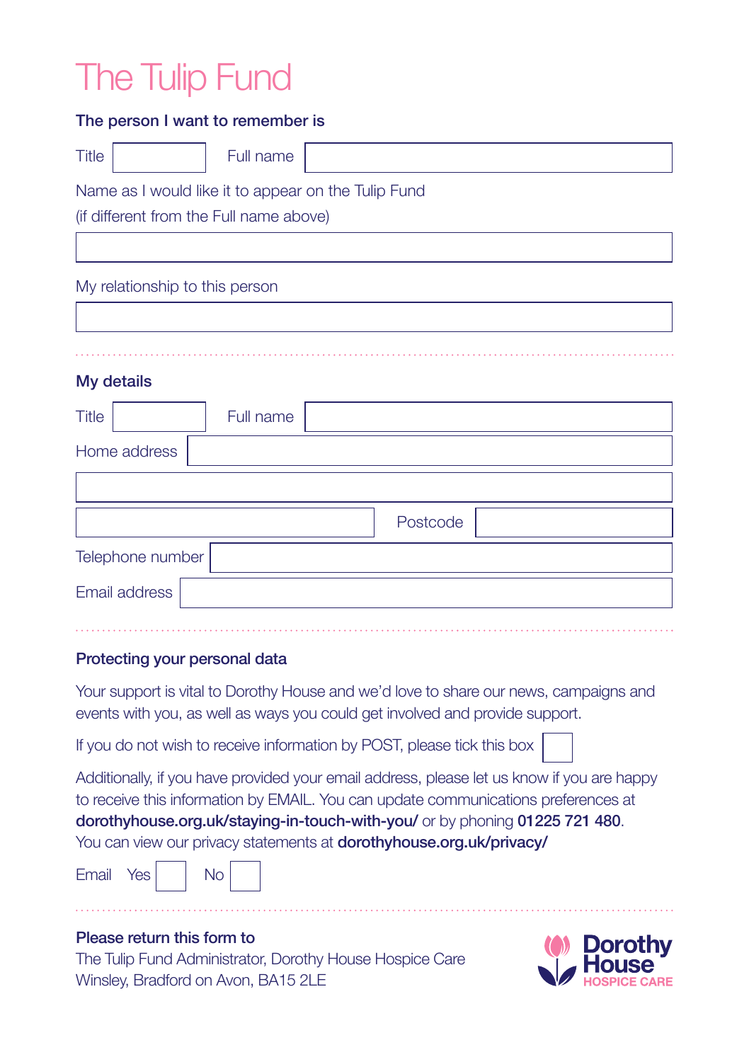# The Tulip Fund

**The person I want to remember is**

Title ______ Full name ____________________

Name as I would like it to appear on the Tulip Fund
(if different from the Full name above)

____________________

My relationship to this person

____________________

**My details**

Title ______ Full name ____________________

Home address ____________________

____________________

____________________ Postcode ______

Telephone number ____________________

Email address ____________________

**Protecting your personal data**

Your support is vital to Dorothy House and we'd love to share our news, campaigns and events with you, as well as ways you could get involved and provide support.

If you do not wish to receive information by POST, please tick this box ☐

Additionally, if you have provided your email address, please let us know if you are happy to receive this information by EMAIL. You can update communications preferences at **dorothyhouse.org.uk/staying-in-touch-with-you/** or by phoning **01225 721 480**.
You can view our privacy statements at **dorothyhouse.org.uk/privacy/**

Email Yes ☐ No ☐

**Please return this form to**
The Tulip Fund Administrator, Dorothy House Hospice Care
Winsley, Bradford on Avon, BA15 2LE

Dorothy House
HOSPICE CARE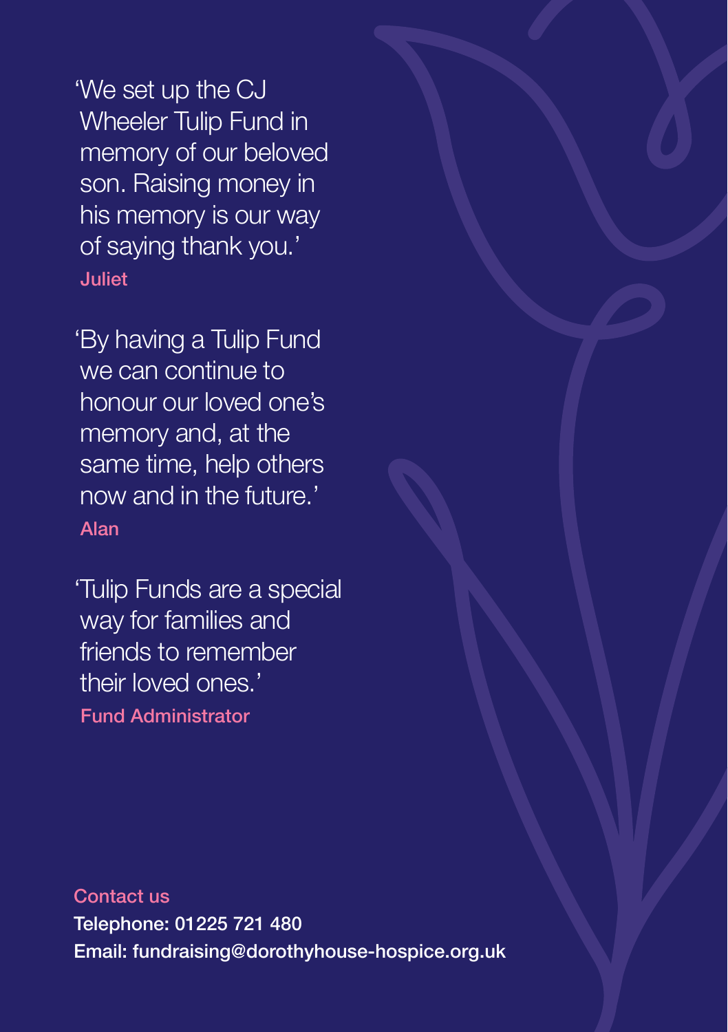'We set up the CJ Wheeler Tulip Fund in memory of our beloved son. Raising money in his memory is our way of saying thank you.'

Juliet

'By having a Tulip Fund we can continue to honour our loved one's memory and, at the same time, help others now and in the future.'

Alan

'Tulip Funds are a special way for families and friends to remember their loved ones.'

Fund Administrator

**Contact us**

**Telephone: 01225 721 480**

**Email: fundraising@dorothyhouse-hospice.org.uk**